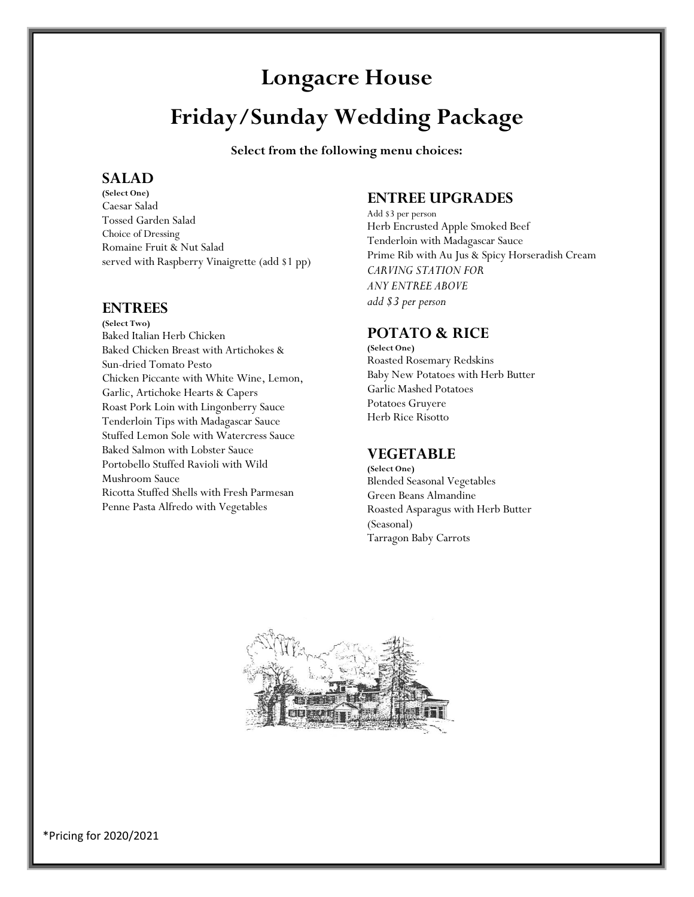# Longacre House

# Friday/Sunday Wedding Package

**Select from the following menu choices:**

## SALAD

**(Select One)**

Caesar Salad
Tossed Garden Salad
Choice of Dressing
Romaine Fruit & Nut Salad
served with Raspberry Vinaigrette (add $1 pp)

## ENTREES

**(Select Two)**

Baked Italian Herb Chicken
Baked Chicken Breast with Artichokes & Sun-dried Tomato Pesto
Chicken Piccante with White Wine, Lemon, Garlic, Artichoke Hearts & Capers
Roast Pork Loin with Lingonberry Sauce
Tenderloin Tips with Madagascar Sauce
Stuffed Lemon Sole with Watercress Sauce
Baked Salmon with Lobster Sauce
Portobello Stuffed Ravioli with Wild Mushroom Sauce
Ricotta Stuffed Shells with Fresh Parmesan
Penne Pasta Alfredo with Vegetables

## ENTREE UPGRADES

Add $3 per person

Herb Encrusted Apple Smoked Beef Tenderloin with Madagascar Sauce
Prime Rib with Au Jus & Spicy Horseradish Cream
*CARVING STATION FOR ANY ENTREE ABOVE add $3 per person*

## POTATO & RICE

**(Select One)**

Roasted Rosemary Redskins
Baby New Potatoes with Herb Butter
Garlic Mashed Potatoes
Potatoes Gruyere
Herb Rice Risotto

## VEGETABLE

**(Select One)**

Blended Seasonal Vegetables
Green Beans Almandine
Roasted Asparagus with Herb Butter (Seasonal)
Tarragon Baby Carrots

*Pricing for 2020/2021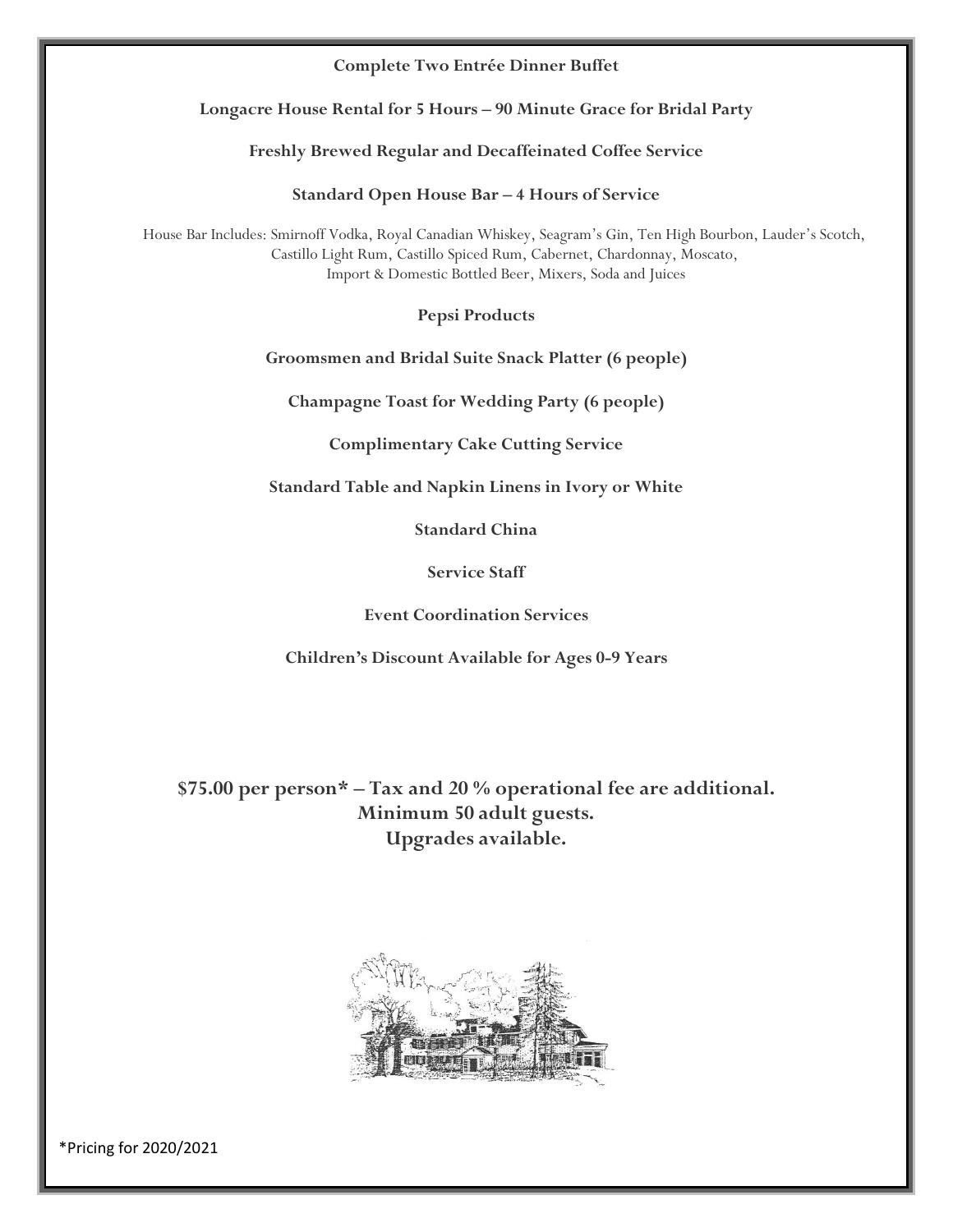**Complete Two Entrée Dinner Buffet**

**Longacre House Rental for 5 Hours – 90 Minute Grace for Bridal Party**

**Freshly Brewed Regular and Decaffeinated Coffee Service**

**Standard Open House Bar – 4 Hours of Service**

House Bar Includes: Smirnoff Vodka, Royal Canadian Whiskey, Seagram's Gin, Ten High Bourbon, Lauder's Scotch, Castillo Light Rum, Castillo Spiced Rum, Cabernet, Chardonnay, Moscato, Import & Domestic Bottled Beer, Mixers, Soda and Juices

**Pepsi Products**

**Groomsmen and Bridal Suite Snack Platter (6 people)**

**Champagne Toast for Wedding Party (6 people)**

**Complimentary Cake Cutting Service**

**Standard Table and Napkin Linens in Ivory or White**

**Standard China**

**Service Staff**

**Event Coordination Services**

**Children's Discount Available for Ages 0-9 Years**

**$75.00 per person* – Tax and 20 % operational fee are additional.**
**Minimum 50 adult guests.**
**Upgrades available.**

*Pricing for 2020/2021